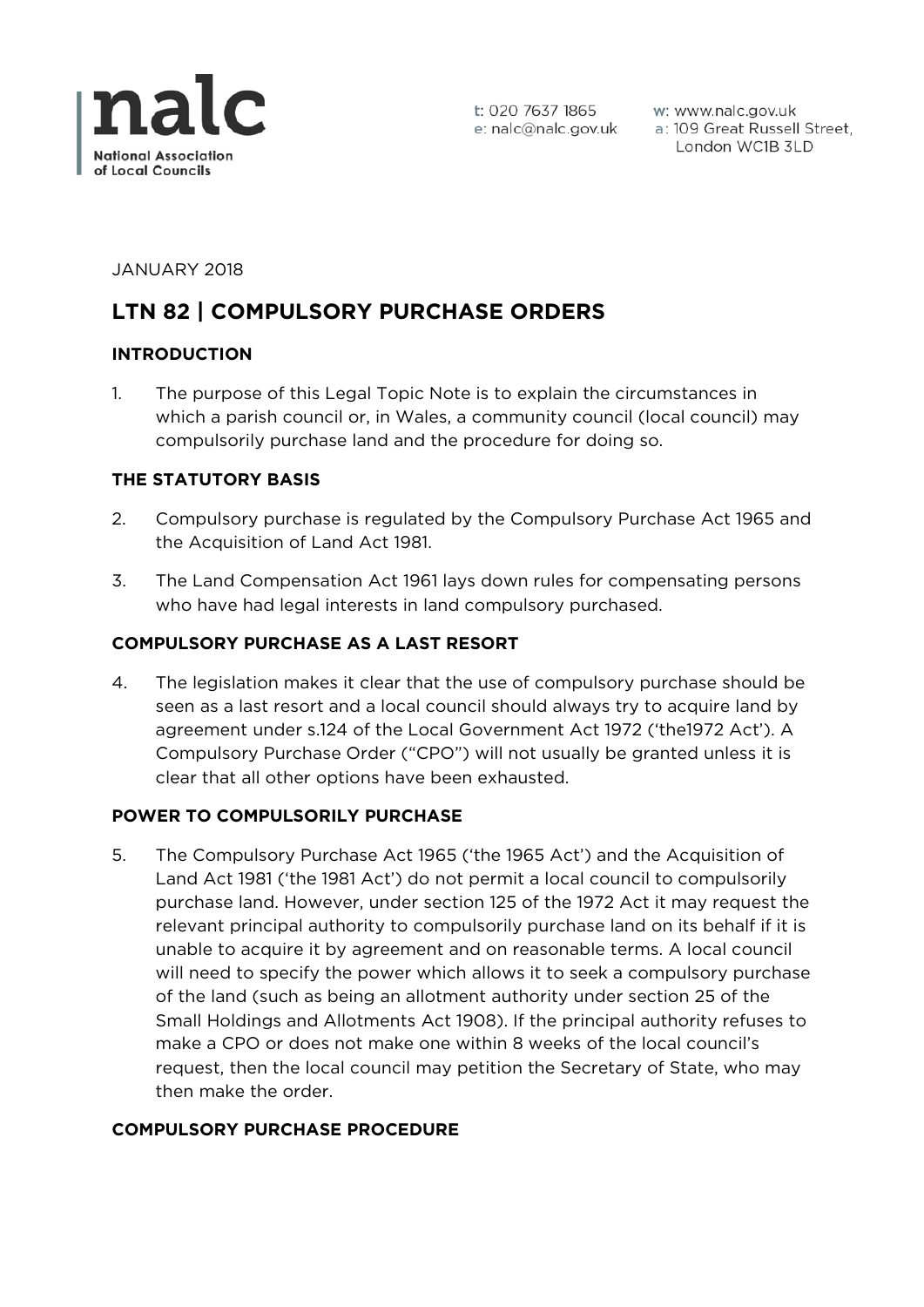t: 020 7637 1865
e: nalc@nalc.gov.uk
w: www.nalc.gov.uk
a: 109 Great Russell Street, London WC1B 3LD

JANUARY 2018

# LTN 82 | COMPULSORY PURCHASE ORDERS

## INTRODUCTION

1. The purpose of this Legal Topic Note is to explain the circumstances in which a parish council or, in Wales, a community council (local council) may compulsorily purchase land and the procedure for doing so.

## THE STATUTORY BASIS

2. Compulsory purchase is regulated by the Compulsory Purchase Act 1965 and the Acquisition of Land Act 1981.

3. The Land Compensation Act 1961 lays down rules for compensating persons who have had legal interests in land compulsory purchased.

## COMPULSORY PURCHASE AS A LAST RESORT

4. The legislation makes it clear that the use of compulsory purchase should be seen as a last resort and a local council should always try to acquire land by agreement under s.124 of the Local Government Act 1972 ('the1972 Act'). A Compulsory Purchase Order ("CPO") will not usually be granted unless it is clear that all other options have been exhausted.

## POWER TO COMPULSORILY PURCHASE

5. The Compulsory Purchase Act 1965 ('the 1965 Act') and the Acquisition of Land Act 1981 ('the 1981 Act') do not permit a local council to compulsorily purchase land. However, under section 125 of the 1972 Act it may request the relevant principal authority to compulsorily purchase land on its behalf if it is unable to acquire it by agreement and on reasonable terms. A local council will need to specify the power which allows it to seek a compulsory purchase of the land (such as being an allotment authority under section 25 of the Small Holdings and Allotments Act 1908). If the principal authority refuses to make a CPO or does not make one within 8 weeks of the local council's request, then the local council may petition the Secretary of State, who may then make the order.

## COMPULSORY PURCHASE PROCEDURE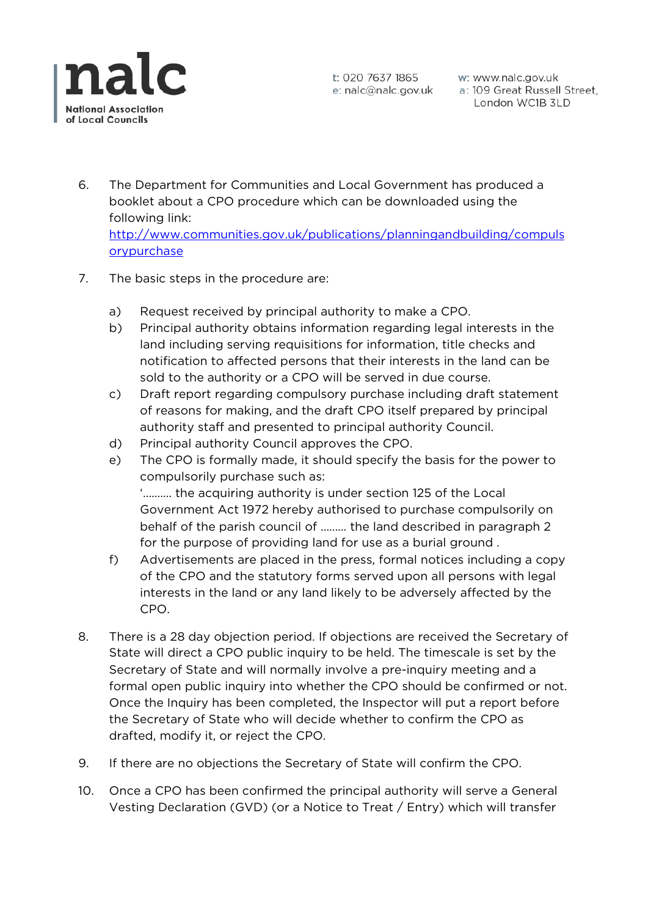6. The Department for Communities and Local Government has produced a booklet about a CPO procedure which can be downloaded using the following link: [http://www.communities.gov.uk/publications/planningandbuilding/compulsorypurchase](http://www.communities.gov.uk/publications/planningandbuilding/compulsorypurchase)

7. The basic steps in the procedure are:

   a) Request received by principal authority to make a CPO.
   b) Principal authority obtains information regarding legal interests in the land including serving requisitions for information, title checks and notification to affected persons that their interests in the land can be sold to the authority or a CPO will be served in due course.
   c) Draft report regarding compulsory purchase including draft statement of reasons for making, and the draft CPO itself prepared by principal authority staff and presented to principal authority Council.
   d) Principal authority Council approves the CPO.
   e) The CPO is formally made, it should specify the basis for the power to compulsorily purchase such as: '………. the acquiring authority is under section 125 of the Local Government Act 1972 hereby authorised to purchase compulsorily on behalf of the parish council of ……… the land described in paragraph 2 for the purpose of providing land for use as a burial ground .
   f) Advertisements are placed in the press, formal notices including a copy of the CPO and the statutory forms served upon all persons with legal interests in the land or any land likely to be adversely affected by the CPO.

8. There is a 28 day objection period. If objections are received the Secretary of State will direct a CPO public inquiry to be held. The timescale is set by the Secretary of State and will normally involve a pre-inquiry meeting and a formal open public inquiry into whether the CPO should be confirmed or not. Once the Inquiry has been completed, the Inspector will put a report before the Secretary of State who will decide whether to confirm the CPO as drafted, modify it, or reject the CPO.

9. If there are no objections the Secretary of State will confirm the CPO.

10. Once a CPO has been confirmed the principal authority will serve a General Vesting Declaration (GVD) (or a Notice to Treat / Entry) which will transfer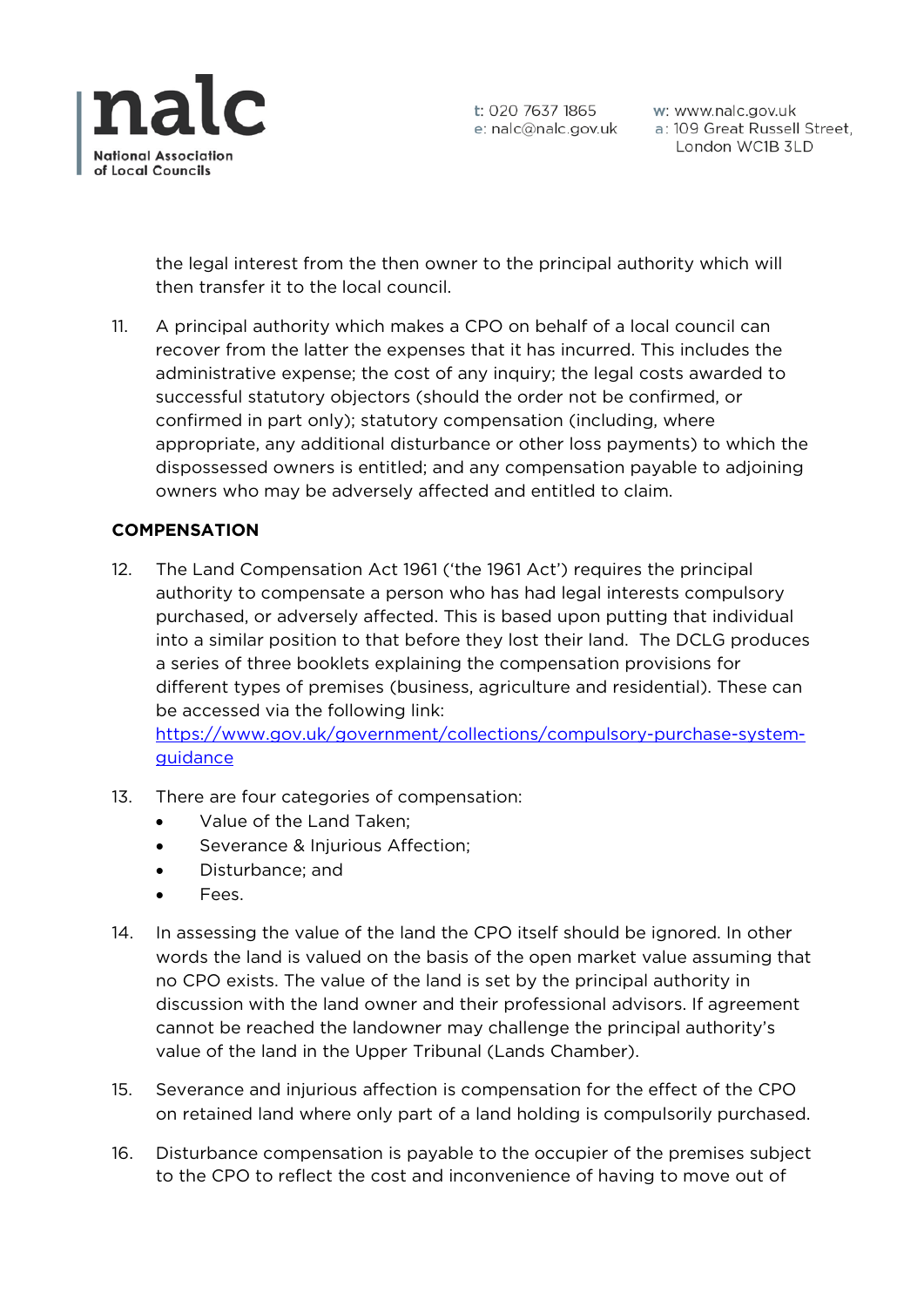the legal interest from the then owner to the principal authority which will then transfer it to the local council.

11. A principal authority which makes a CPO on behalf of a local council can recover from the latter the expenses that it has incurred. This includes the administrative expense; the cost of any inquiry; the legal costs awarded to successful statutory objectors (should the order not be confirmed, or confirmed in part only); statutory compensation (including, where appropriate, any additional disturbance or other loss payments) to which the dispossessed owners is entitled; and any compensation payable to adjoining owners who may be adversely affected and entitled to claim.

**COMPENSATION**

12. The Land Compensation Act 1961 ('the 1961 Act') requires the principal authority to compensate a person who has had legal interests compulsory purchased, or adversely affected. This is based upon putting that individual into a similar position to that before they lost their land. The DCLG produces a series of three booklets explaining the compensation provisions for different types of premises (business, agriculture and residential). These can be accessed via the following link: [https://www.gov.uk/government/collections/compulsory-purchase-system-guidance](https://www.gov.uk/government/collections/compulsory-purchase-system-guidance)

13. There are four categories of compensation:
    - Value of the Land Taken;
    - Severance & Injurious Affection;
    - Disturbance; and
    - Fees.

14. In assessing the value of the land the CPO itself should be ignored. In other words the land is valued on the basis of the open market value assuming that no CPO exists. The value of the land is set by the principal authority in discussion with the land owner and their professional advisors. If agreement cannot be reached the landowner may challenge the principal authority's value of the land in the Upper Tribunal (Lands Chamber).

15. Severance and injurious affection is compensation for the effect of the CPO on retained land where only part of a land holding is compulsorily purchased.

16. Disturbance compensation is payable to the occupier of the premises subject to the CPO to reflect the cost and inconvenience of having to move out of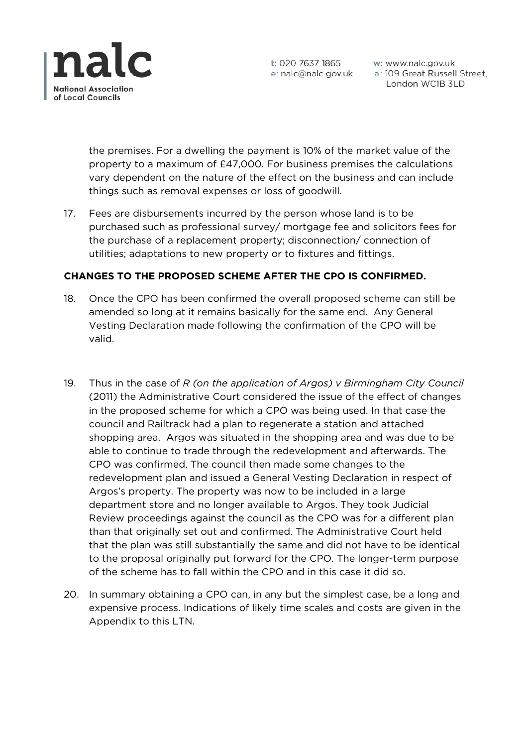the premises. For a dwelling the payment is 10% of the market value of the property to a maximum of £47,000. For business premises the calculations vary dependent on the nature of the effect on the business and can include things such as removal expenses or loss of goodwill.

17. Fees are disbursements incurred by the person whose land is to be purchased such as professional survey/ mortgage fee and solicitors fees for the purchase of a replacement property; disconnection/ connection of utilities; adaptations to new property or to fixtures and fittings.

**CHANGES TO THE PROPOSED SCHEME AFTER THE CPO IS CONFIRMED.**

18. Once the CPO has been confirmed the overall proposed scheme can still be amended so long at it remains basically for the same end. Any General Vesting Declaration made following the confirmation of the CPO will be valid.

19. Thus in the case of *R (on the application of Argos) v Birmingham City Council* (2011) the Administrative Court considered the issue of the effect of changes in the proposed scheme for which a CPO was being used. In that case the council and Railtrack had a plan to regenerate a station and attached shopping area. Argos was situated in the shopping area and was due to be able to continue to trade through the redevelopment and afterwards. The CPO was confirmed. The council then made some changes to the redevelopment plan and issued a General Vesting Declaration in respect of Argos's property. The property was now to be included in a large department store and no longer available to Argos. They took Judicial Review proceedings against the council as the CPO was for a different plan than that originally set out and confirmed. The Administrative Court held that the plan was still substantially the same and did not have to be identical to the proposal originally put forward for the CPO. The longer-term purpose of the scheme has to fall within the CPO and in this case it did so.

20. In summary obtaining a CPO can, in any but the simplest case, be a long and expensive process. Indications of likely time scales and costs are given in the Appendix to this LTN.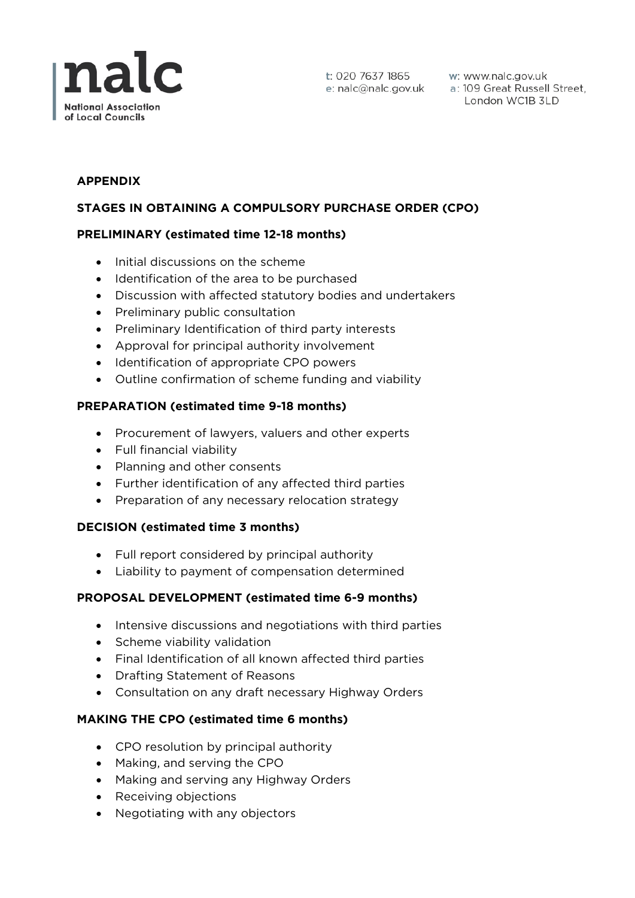## APPENDIX

## STAGES IN OBTAINING A COMPULSORY PURCHASE ORDER (CPO)

### PRELIMINARY (estimated time 12-18 months)

- Initial discussions on the scheme
- Identification of the area to be purchased
- Discussion with affected statutory bodies and undertakers
- Preliminary public consultation
- Preliminary Identification of third party interests
- Approval for principal authority involvement
- Identification of appropriate CPO powers
- Outline confirmation of scheme funding and viability

### PREPARATION (estimated time 9-18 months)

- Procurement of lawyers, valuers and other experts
- Full financial viability
- Planning and other consents
- Further identification of any affected third parties
- Preparation of any necessary relocation strategy

### DECISION (estimated time 3 months)

- Full report considered by principal authority
- Liability to payment of compensation determined

### PROPOSAL DEVELOPMENT (estimated time 6-9 months)

- Intensive discussions and negotiations with third parties
- Scheme viability validation
- Final Identification of all known affected third parties
- Drafting Statement of Reasons
- Consultation on any draft necessary Highway Orders

### MAKING THE CPO (estimated time 6 months)

- CPO resolution by principal authority
- Making, and serving the CPO
- Making and serving any Highway Orders
- Receiving objections
- Negotiating with any objectors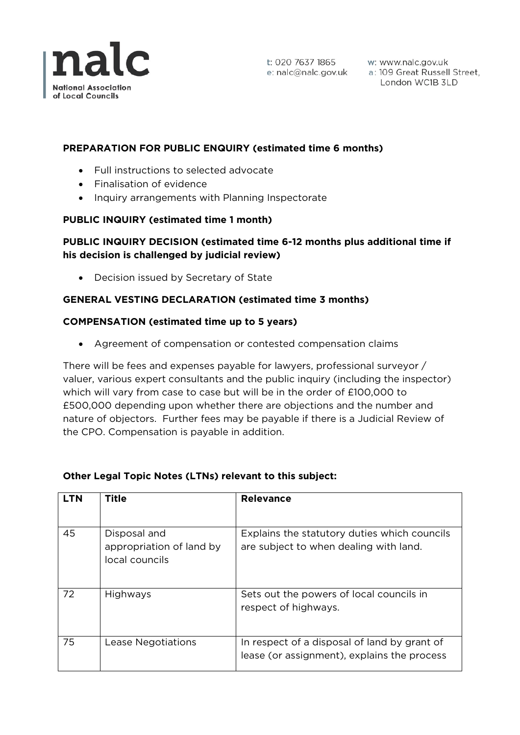**PREPARATION FOR PUBLIC ENQUIRY (estimated time 6 months)**

- Full instructions to selected advocate
- Finalisation of evidence
- Inquiry arrangements with Planning Inspectorate

**PUBLIC INQUIRY (estimated time 1 month)**

**PUBLIC INQUIRY DECISION (estimated time 6-12 months plus additional time if his decision is challenged by judicial review)**

- Decision issued by Secretary of State

**GENERAL VESTING DECLARATION (estimated time 3 months)**

**COMPENSATION (estimated time up to 5 years)**

- Agreement of compensation or contested compensation claims

There will be fees and expenses payable for lawyers, professional surveyor / valuer, various expert consultants and the public inquiry (including the inspector) which will vary from case to case but will be in the order of £100,000 to £500,000 depending upon whether there are objections and the number and nature of objectors. Further fees may be payable if there is a Judicial Review of the CPO. Compensation is payable in addition.

**Other Legal Topic Notes (LTNs) relevant to this subject:**

| LTN | Title | Relevance |
|---|---|---|
| 45 | Disposal and appropriation of land by local councils | Explains the statutory duties which councils are subject to when dealing with land. |
| 72 | Highways | Sets out the powers of local councils in respect of highways. |
| 75 | Lease Negotiations | In respect of a disposal of land by grant of lease (or assignment), explains the process |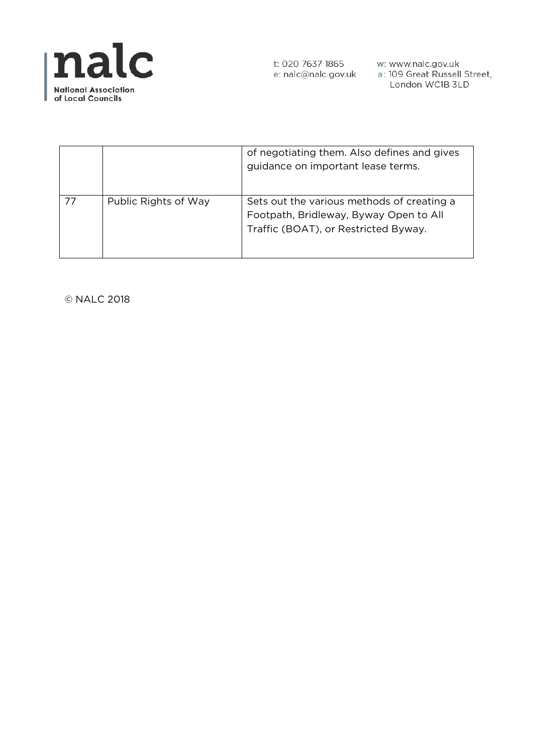| | | |
|---|---|---|
| | | of negotiating them. Also defines and gives guidance on important lease terms. |
| 77 | Public Rights of Way | Sets out the various methods of creating a Footpath, Bridleway, Byway Open to All Traffic (BOAT), or Restricted Byway. |

© NALC 2018